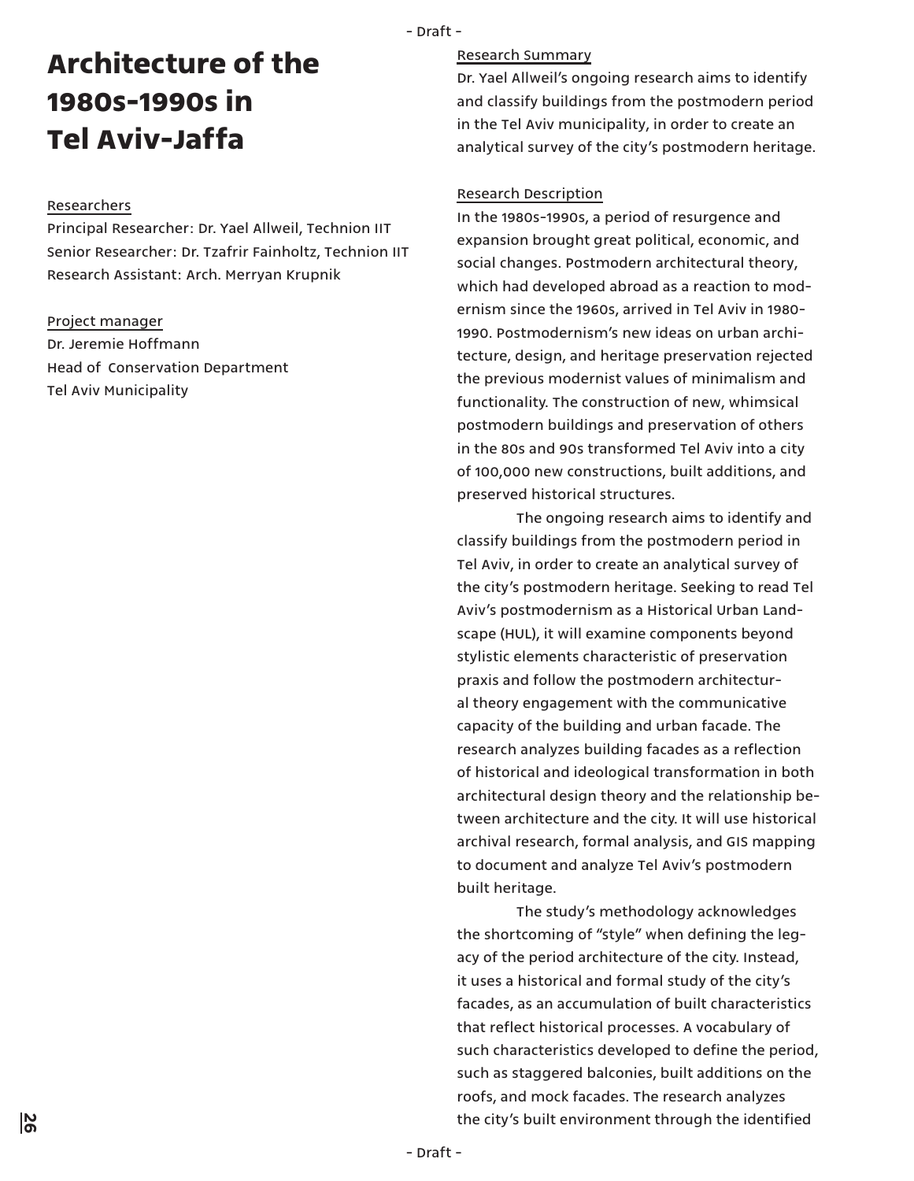# Architecture of the 1980s-1990s in Tel Aviv-Jaffa

Researchers

Principal Researcher: Dr. Yael Allweil, Technion IIT
Senior Researcher: Dr. Tzafrir Fainholtz, Technion IIT
Research Assistant: Arch. Merryan Krupnik

Project manager

Dr. Jeremie Hoffmann
Head of Conservation Department
Tel Aviv Municipality

Research Summary

Dr. Yael Allweil's ongoing research aims to identify and classify buildings from the postmodern period in the Tel Aviv municipality, in order to create an analytical survey of the city's postmodern heritage.

Research Description

In the 1980s-1990s, a period of resurgence and expansion brought great political, economic, and social changes. Postmodern architectural theory, which had developed abroad as a reaction to modernism since the 1960s, arrived in Tel Aviv in 1980-1990. Postmodernism's new ideas on urban architecture, design, and heritage preservation rejected the previous modernist values of minimalism and functionality. The construction of new, whimsical postmodern buildings and preservation of others in the 80s and 90s transformed Tel Aviv into a city of 100,000 new constructions, built additions, and preserved historical structures.

The ongoing research aims to identify and classify buildings from the postmodern period in Tel Aviv, in order to create an analytical survey of the city's postmodern heritage. Seeking to read Tel Aviv's postmodernism as a Historical Urban Landscape (HUL), it will examine components beyond stylistic elements characteristic of preservation praxis and follow the postmodern architectural theory engagement with the communicative capacity of the building and urban facade. The research analyzes building facades as a reflection of historical and ideological transformation in both architectural design theory and the relationship between architecture and the city. It will use historical archival research, formal analysis, and GIS mapping to document and analyze Tel Aviv's postmodern built heritage.

The study's methodology acknowledges the shortcoming of "style" when defining the legacy of the period architecture of the city. Instead, it uses a historical and formal study of the city's facades, as an accumulation of built characteristics that reflect historical processes. A vocabulary of such characteristics developed to define the period, such as staggered balconies, built additions on the roofs, and mock facades. The research analyzes the city's built environment through the identified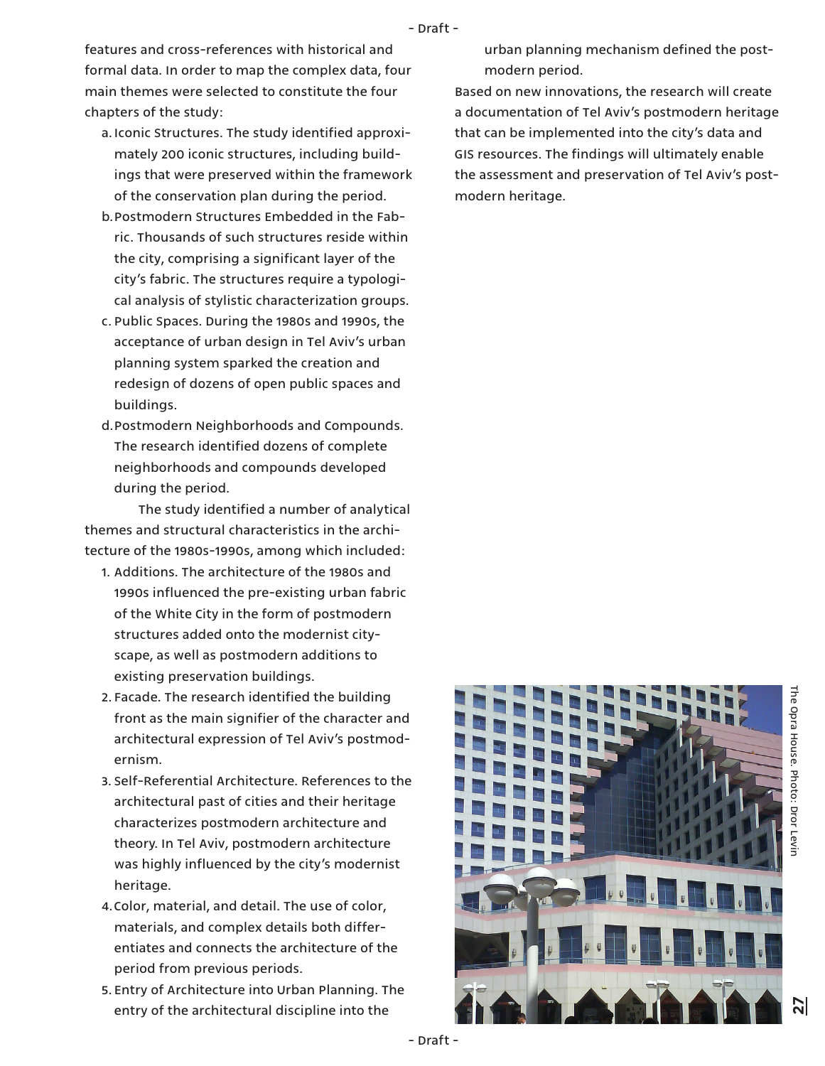features and cross-references with historical and formal data. In order to map the complex data, four main themes were selected to constitute the four chapters of the study:

a. Iconic Structures. The study identified approximately 200 iconic structures, including buildings that were preserved within the framework of the conservation plan during the period.
b. Postmodern Structures Embedded in the Fabric. Thousands of such structures reside within the city, comprising a significant layer of the city's fabric. The structures require a typological analysis of stylistic characterization groups.
c. Public Spaces. During the 1980s and 1990s, the acceptance of urban design in Tel Aviv's urban planning system sparked the creation and redesign of dozens of open public spaces and buildings.
d. Postmodern Neighborhoods and Compounds. The research identified dozens of complete neighborhoods and compounds developed during the period.

The study identified a number of analytical themes and structural characteristics in the architecture of the 1980s-1990s, among which included:

1. Additions. The architecture of the 1980s and 1990s influenced the pre-existing urban fabric of the White City in the form of postmodern structures added onto the modernist cityscape, as well as postmodern additions to existing preservation buildings.
2. Facade. The research identified the building front as the main signifier of the character and architectural expression of Tel Aviv's postmodernism.
3. Self-Referential Architecture. References to the architectural past of cities and their heritage characterizes postmodern architecture and theory. In Tel Aviv, postmodern architecture was highly influenced by the city's modernist heritage.
4. Color, material, and detail. The use of color, materials, and complex details both differentiates and connects the architecture of the period from previous periods.
5. Entry of Architecture into Urban Planning. The entry of the architectural discipline into the urban planning mechanism defined the postmodern period.

Based on new innovations, the research will create a documentation of Tel Aviv's postmodern heritage that can be implemented into the city's data and GIS resources. The findings will ultimately enable the assessment and preservation of Tel Aviv's postmodern heritage.

The Opra House. Photo: Dror Levin